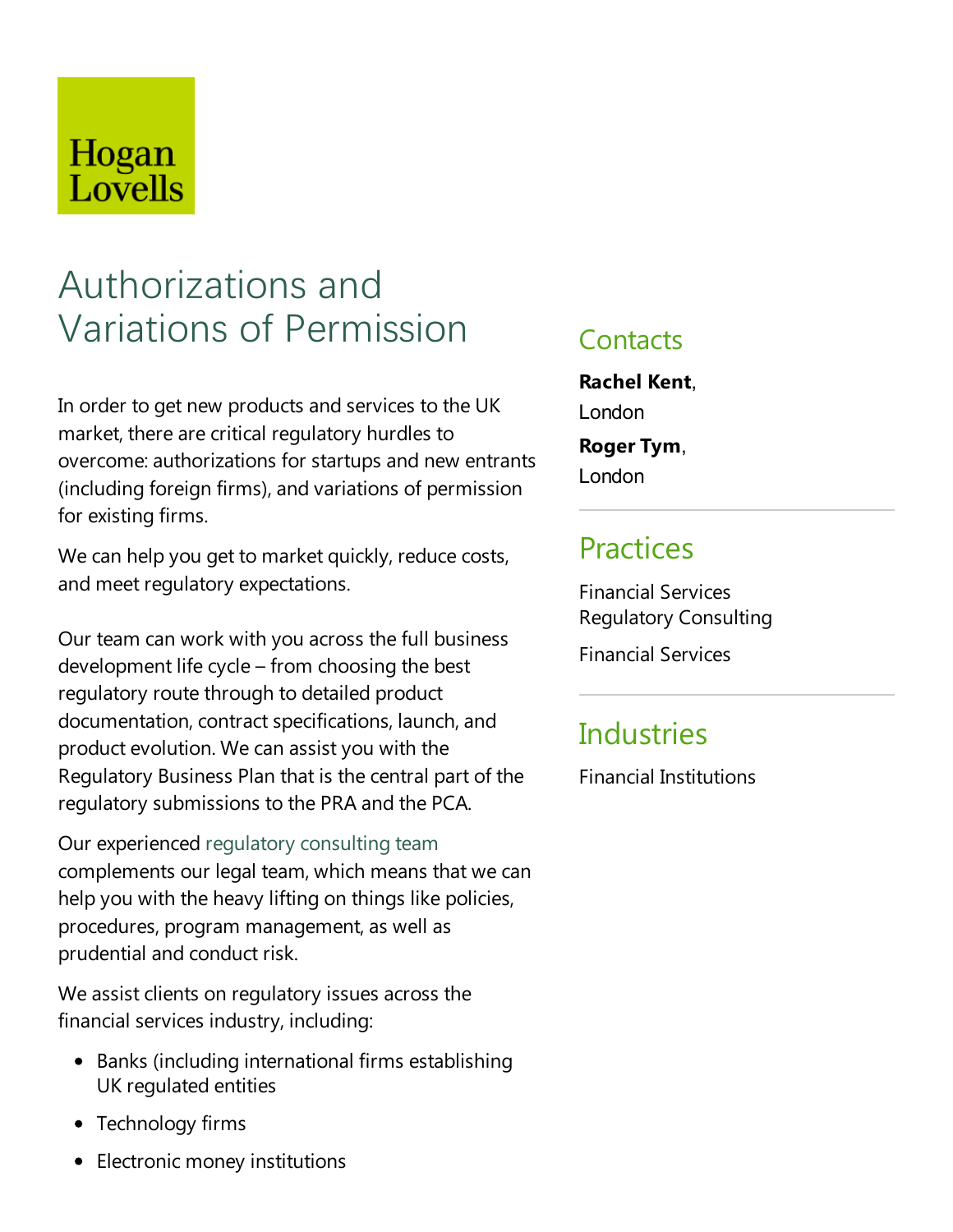Hogan Lovells

# Authorizations and Variations of Permission

In order to get new products and services to the UK market, there are critical regulatory hurdles to overcome: authorizations for startups and new entrants (including foreign firms), and variations of permission for existing firms.

We can help you get to market quickly, reduce costs, and meet regulatory expectations.

Our team can work with you across the full business development life cycle – from choosing the best regulatory route through to detailed product documentation, contract specifications, launch, and product evolution. We can assist you with the Regulatory Business Plan that is the central part of the regulatory submissions to the PRA and the PCA.

Our experienced regulatory consulting team complements our legal team, which means that we can help you with the heavy lifting on things like policies, procedures, program management, as well as prudential and conduct risk.

We assist clients on regulatory issues across the financial services industry, including:

- Banks (including international firms establishing UK regulated entities
- Technology firms
- Electronic money institutions

## Contacts

**Rachel Kent**, London

**Roger Tym**, London

## Practices

Financial Services Regulatory Consulting

Financial Services

## Industries

Financial Institutions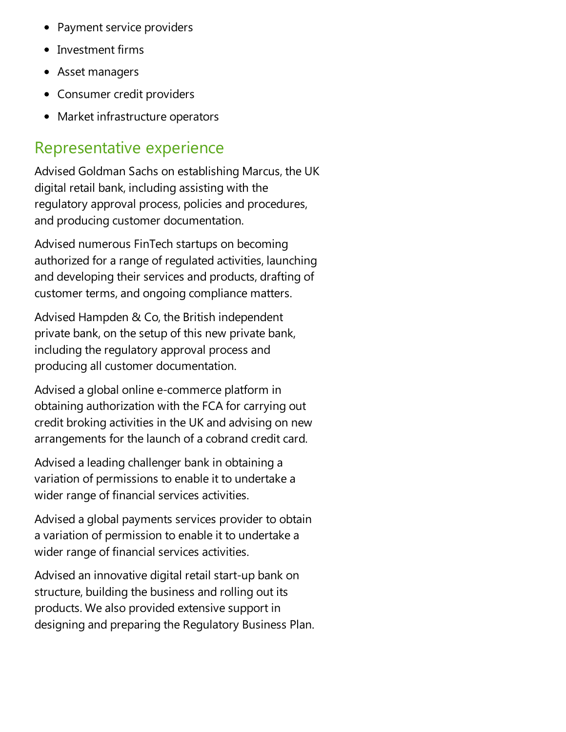- Payment service providers
- Investment firms
- Asset managers
- Consumer credit providers
- Market infrastructure operators

## Representative experience

Advised Goldman Sachs on establishing Marcus, the UK digital retail bank, including assisting with the regulatory approval process, policies and procedures, and producing customer documentation.

Advised numerous FinTech startups on becoming authorized for a range of regulated activities, launching and developing their services and products, drafting of customer terms, and ongoing compliance matters.

Advised Hampden & Co, the British independent private bank, on the setup of this new private bank, including the regulatory approval process and producing all customer documentation.

Advised a global online e-commerce platform in obtaining authorization with the FCA for carrying out credit broking activities in the UK and advising on new arrangements for the launch of a cobrand credit card.

Advised a leading challenger bank in obtaining a variation of permissions to enable it to undertake a wider range of financial services activities.

Advised a global payments services provider to obtain a variation of permission to enable it to undertake a wider range of financial services activities.

Advised an innovative digital retail start-up bank on structure, building the business and rolling out its products. We also provided extensive support in designing and preparing the Regulatory Business Plan.